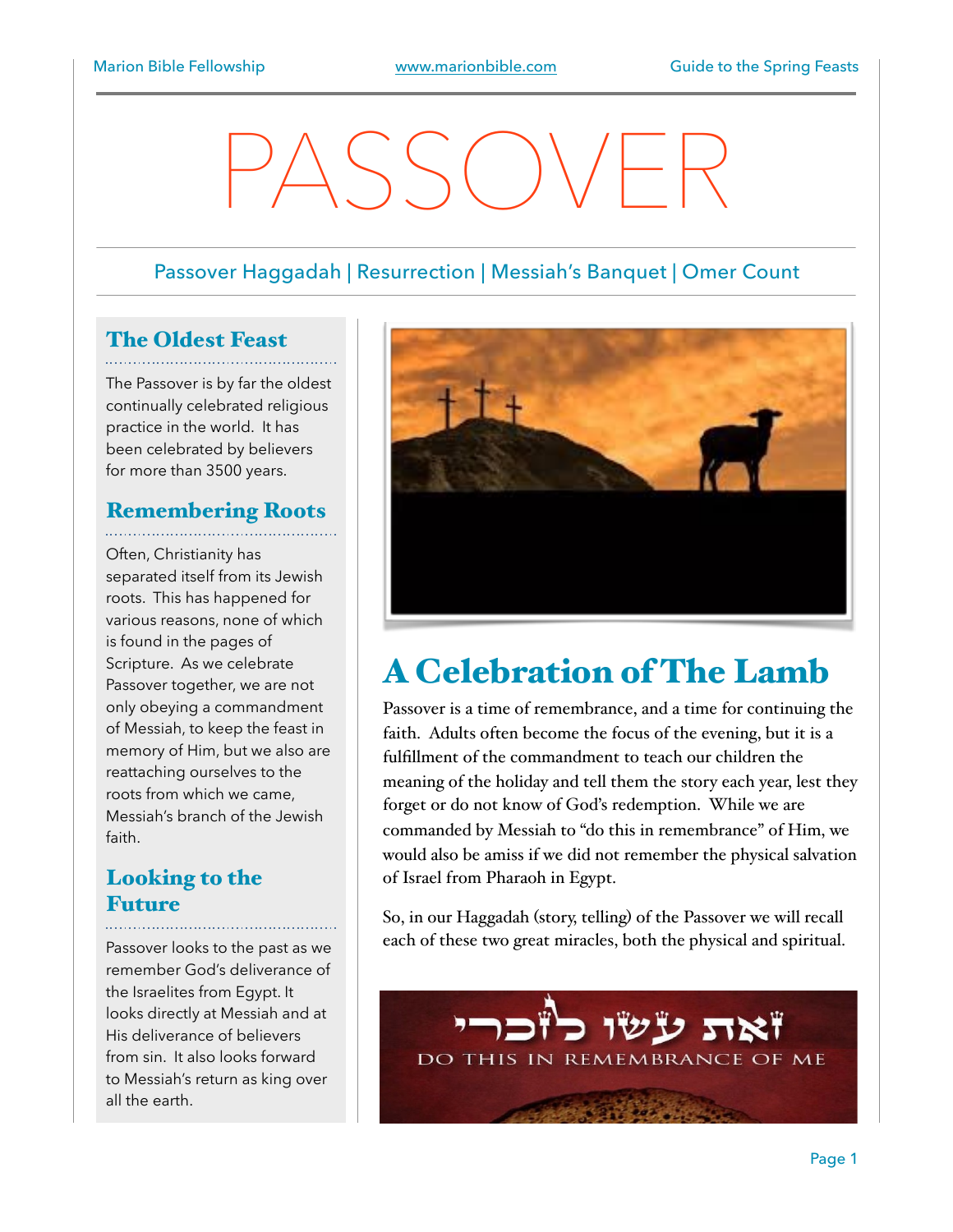# PASSOVER

Passover Haggadah | Resurrection | Messiah's Banquet | Omer Count

## The Oldest Feast

The Passover is by far the oldest continually celebrated religious practice in the world. It has been celebrated by believers for more than 3500 years.

## Remembering Roots

Often, Christianity has separated itself from its Jewish roots. This has happened for various reasons, none of which is found in the pages of Scripture. As we celebrate Passover together, we are not only obeying a commandment of Messiah, to keep the feast in memory of Him, but we also are reattaching ourselves to the roots from which we came, Messiah's branch of the Jewish faith.

## Looking to the Future

Passover looks to the past as we remember God's deliverance of the Israelites from Egypt. It looks directly at Messiah and at His deliverance of believers from sin. It also looks forward to Messiah's return as king over all the earth.

## A Celebration of The Lamb

Passover is a time of remembrance, and a time for continuing the faith. Adults often become the focus of the evening, but it is a fulfillment of the commandment to teach our children the meaning of the holiday and tell them the story each year, lest they forget or do not know of God's redemption. While we are commanded by Messiah to "do this in remembrance" of Him, we would also be amiss if we did not remember the physical salvation of Israel from Pharaoh in Egypt.

So, in our Haggadah (story, telling) of the Passover we will recall each of these two great miracles, both the physical and spiritual.

זאת עשו לזכרי

DO THIS IN REMEMBRANCE OF ME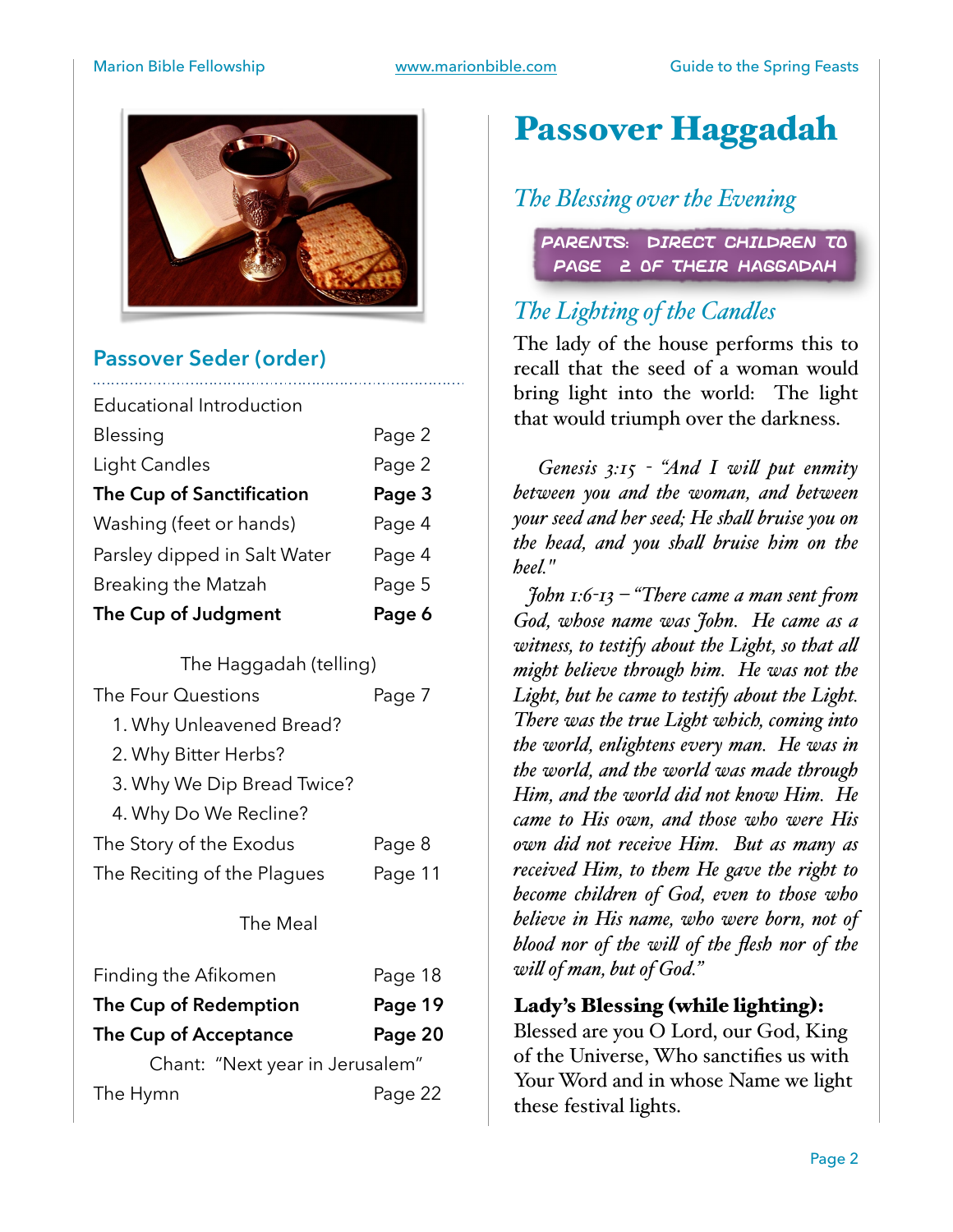## Passover Seder (order)

| | |
|---|---|
| Educational Introduction | |
| Blessing | Page 2 |
| Light Candles | Page 2 |
| **The Cup of Sanctification** | **Page 3** |
| Washing (feet or hands) | Page 4 |
| Parsley dipped in Salt Water | Page 4 |
| Breaking the Matzah | Page 5 |
| **The Cup of Judgment** | **Page 6** |
| The Haggadah (telling) | |
| The Four Questions | Page 7 |
| 1. Why Unleavened Bread? | |
| 2. Why Bitter Herbs? | |
| 3. Why We Dip Bread Twice? | |
| 4. Why Do We Recline? | |
| The Story of the Exodus | Page 8 |
| The Reciting of the Plagues | Page 11 |
| The Meal | |
| Finding the Afikomen | Page 18 |
| **The Cup of Redemption** | **Page 19** |
| **The Cup of Acceptance** | **Page 20** |
| Chant: "Next year in Jerusalem" | |
| The Hymn | Page 22 |

# Passover Haggadah

## *The Blessing over the Evening*

**PARENTS: DIRECT CHILDREN TO PAGE 2 OF THEIR HAGGADAH**

## *The Lighting of the Candles*

The lady of the house performs this to recall that the seed of a woman would bring light into the world: The light that would triumph over the darkness.

*Genesis 3:15 - "And I will put enmity between you and the woman, and between your seed and her seed; He shall bruise you on the head, and you shall bruise him on the heel."*

*John 1:6-13 – "There came a man sent from God, whose name was John. He came as a witness, to testify about the Light, so that all might believe through him. He was not the Light, but he came to testify about the Light. There was the true Light which, coming into the world, enlightens every man. He was in the world, and the world was made through Him, and the world did not know Him. He came to His own, and those who were His own did not receive Him. But as many as received Him, to them He gave the right to become children of God, even to those who believe in His name, who were born, not of blood nor of the will of the flesh nor of the will of man, but of God."*

**Lady's Blessing (while lighting):**
Blessed are you O Lord, our God, King of the Universe, Who sanctifies us with Your Word and in whose Name we light these festival lights.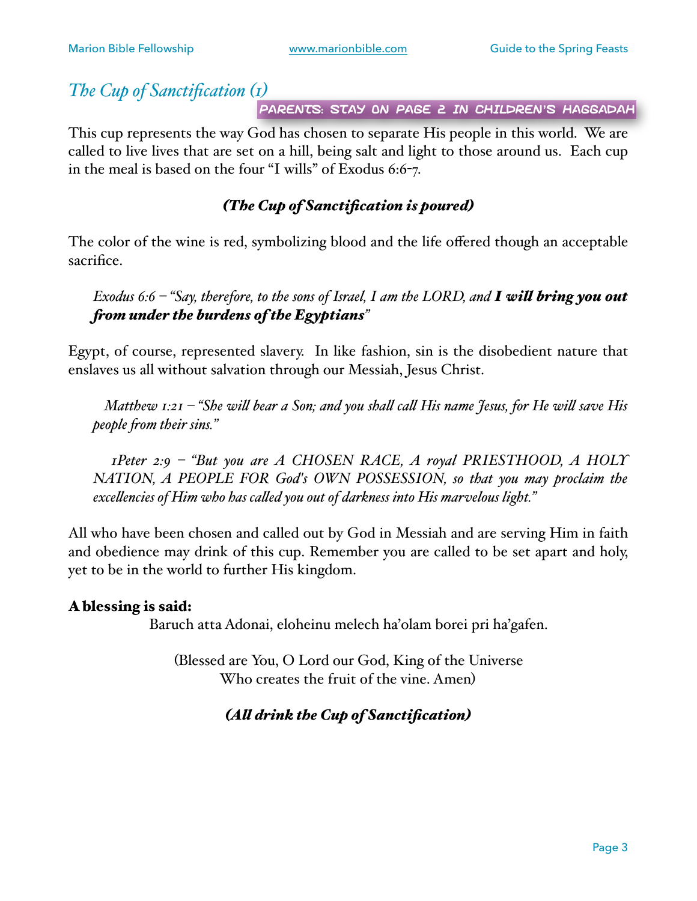## *The Cup of Sanctification (1)*

PARENTS: STAY ON PAGE 2 IN CHILDREN'S HAGGADAH

This cup represents the way God has chosen to separate His people in this world. We are called to live lives that are set on a hill, being salt and light to those around us. Each cup in the meal is based on the four "I wills" of Exodus 6:6-7.

***(The Cup of Sanctification is poured)***

The color of the wine is red, symbolizing blood and the life offered though an acceptable sacrifice.

> *Exodus 6:6 – "Say, therefore, to the sons of Israel, I am the LORD, and* ***I will bring you out from under the burdens of the Egyptians****"*

Egypt, of course, represented slavery. In like fashion, sin is the disobedient nature that enslaves us all without salvation through our Messiah, Jesus Christ.

> *Matthew 1:21 – "She will bear a Son; and you shall call His name Jesus, for He will save His people from their sins."*

> *1Peter 2:9 – "But you are A CHOSEN RACE, A royal PRIESTHOOD, A HOLY NATION, A PEOPLE FOR God's OWN POSSESSION, so that you may proclaim the excellencies of Him who has called you out of darkness into His marvelous light."*

All who have been chosen and called out by God in Messiah and are serving Him in faith and obedience may drink of this cup. Remember you are called to be set apart and holy, yet to be in the world to further His kingdom.

**A blessing is said:**

Baruch atta Adonai, eloheinu melech ha'olam borei pri ha'gafen.

(Blessed are You, O Lord our God, King of the Universe
Who creates the fruit of the vine. Amen)

***(All drink the Cup of Sanctification)***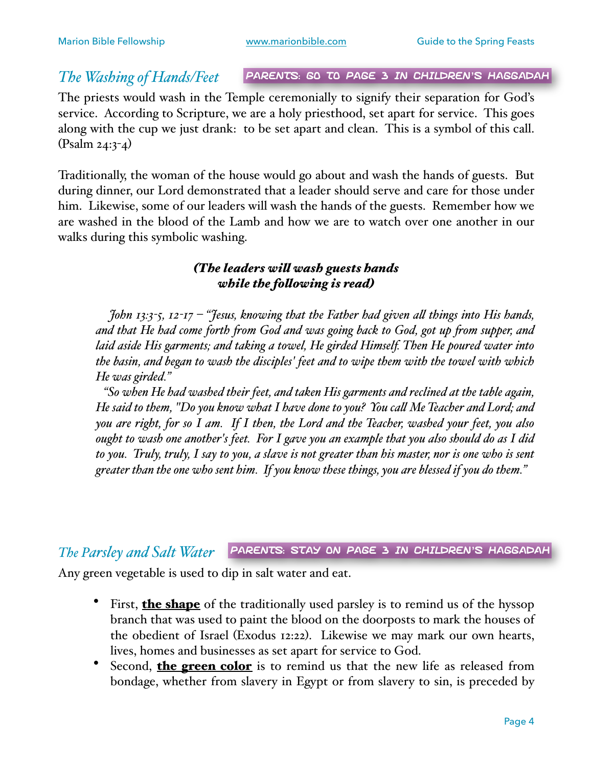## *The Washing of Hands/Feet*

**PARENTS: GO TO PAGE 3 IN CHILDREN'S HAGGADAH**

The priests would wash in the Temple ceremonially to signify their separation for God's service. According to Scripture, we are a holy priesthood, set apart for service. This goes along with the cup we just drank: to be set apart and clean. This is a symbol of this call. (Psalm 24:3-4)

Traditionally, the woman of the house would go about and wash the hands of guests. But during dinner, our Lord demonstrated that a leader should serve and care for those under him. Likewise, some of our leaders will wash the hands of the guests. Remember how we are washed in the blood of the Lamb and how we are to watch over one another in our walks during this symbolic washing.

***(The leaders will wash guests hands while the following is read)***

*John 13:3-5, 12-17 – "Jesus, knowing that the Father had given all things into His hands, and that He had come forth from God and was going back to God, got up from supper, and laid aside His garments; and taking a towel, He girded Himself. Then He poured water into the basin, and began to wash the disciples' feet and to wipe them with the towel with which He was girded."*

*"So when He had washed their feet, and taken His garments and reclined at the table again, He said to them, "Do you know what I have done to you? You call Me Teacher and Lord; and you are right, for so I am. If I then, the Lord and the Teacher, washed your feet, you also ought to wash one another's feet. For I gave you an example that you also should do as I did to you. Truly, truly, I say to you, a slave is not greater than his master, nor is one who is sent greater than the one who sent him. If you know these things, you are blessed if you do them."*

## *The Parsley and Salt Water*

**PARENTS: STAY ON PAGE 3 IN CHILDREN'S HAGGADAH**

Any green vegetable is used to dip in salt water and eat.

- First, **the shape** of the traditionally used parsley is to remind us of the hyssop branch that was used to paint the blood on the doorposts to mark the houses of the obedient of Israel (Exodus 12:22). Likewise we may mark our own hearts, lives, homes and businesses as set apart for service to God.
- Second, **the green color** is to remind us that the new life as released from bondage, whether from slavery in Egypt or from slavery to sin, is preceded by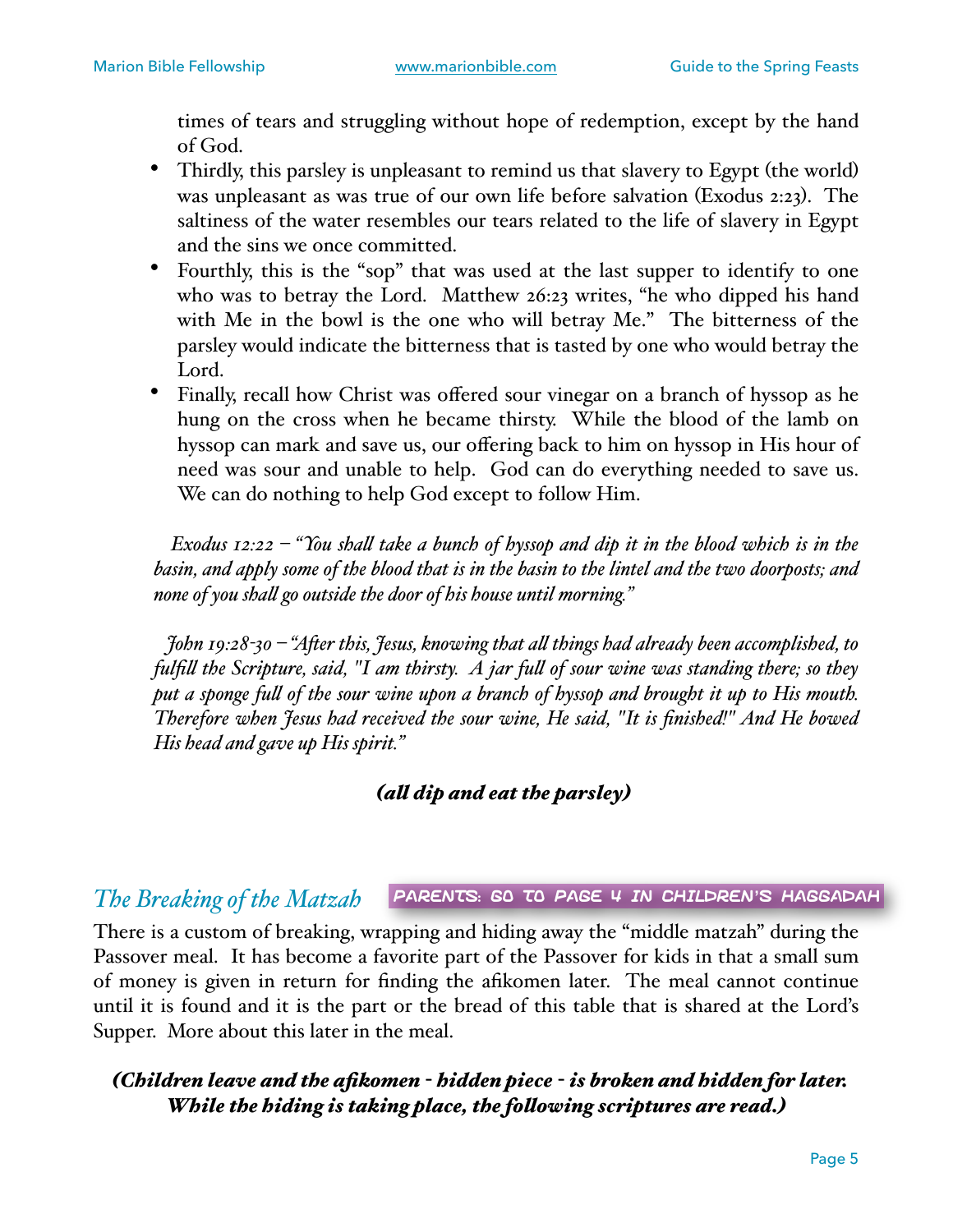times of tears and struggling without hope of redemption, except by the hand of God.

- Thirdly, this parsley is unpleasant to remind us that slavery to Egypt (the world) was unpleasant as was true of our own life before salvation (Exodus 2:23). The saltiness of the water resembles our tears related to the life of slavery in Egypt and the sins we once committed.
- Fourthly, this is the "sop" that was used at the last supper to identify to one who was to betray the Lord. Matthew 26:23 writes, "he who dipped his hand with Me in the bowl is the one who will betray Me." The bitterness of the parsley would indicate the bitterness that is tasted by one who would betray the Lord.
- Finally, recall how Christ was offered sour vinegar on a branch of hyssop as he hung on the cross when he became thirsty. While the blood of the lamb on hyssop can mark and save us, our offering back to him on hyssop in His hour of need was sour and unable to help. God can do everything needed to save us. We can do nothing to help God except to follow Him.

*Exodus 12:22 – "You shall take a bunch of hyssop and dip it in the blood which is in the basin, and apply some of the blood that is in the basin to the lintel and the two doorposts; and none of you shall go outside the door of his house until morning."*

*John 19:28-30 – "After this, Jesus, knowing that all things had already been accomplished, to fulfill the Scripture, said, "I am thirsty. A jar full of sour wine was standing there; so they put a sponge full of the sour wine upon a branch of hyssop and brought it up to His mouth. Therefore when Jesus had received the sour wine, He said, "It is finished!" And He bowed His head and gave up His spirit."*

***(all dip and eat the parsley)***

## *The Breaking of the Matzah*

**PARENTS: GO TO PAGE 4 IN CHILDREN'S HAGGADAH**

There is a custom of breaking, wrapping and hiding away the "middle matzah" during the Passover meal. It has become a favorite part of the Passover for kids in that a small sum of money is given in return for finding the afikomen later. The meal cannot continue until it is found and it is the part or the bread of this table that is shared at the Lord's Supper. More about this later in the meal.

***(Children leave and the afikomen - hidden piece - is broken and hidden for later. While the hiding is taking place, the following scriptures are read.)***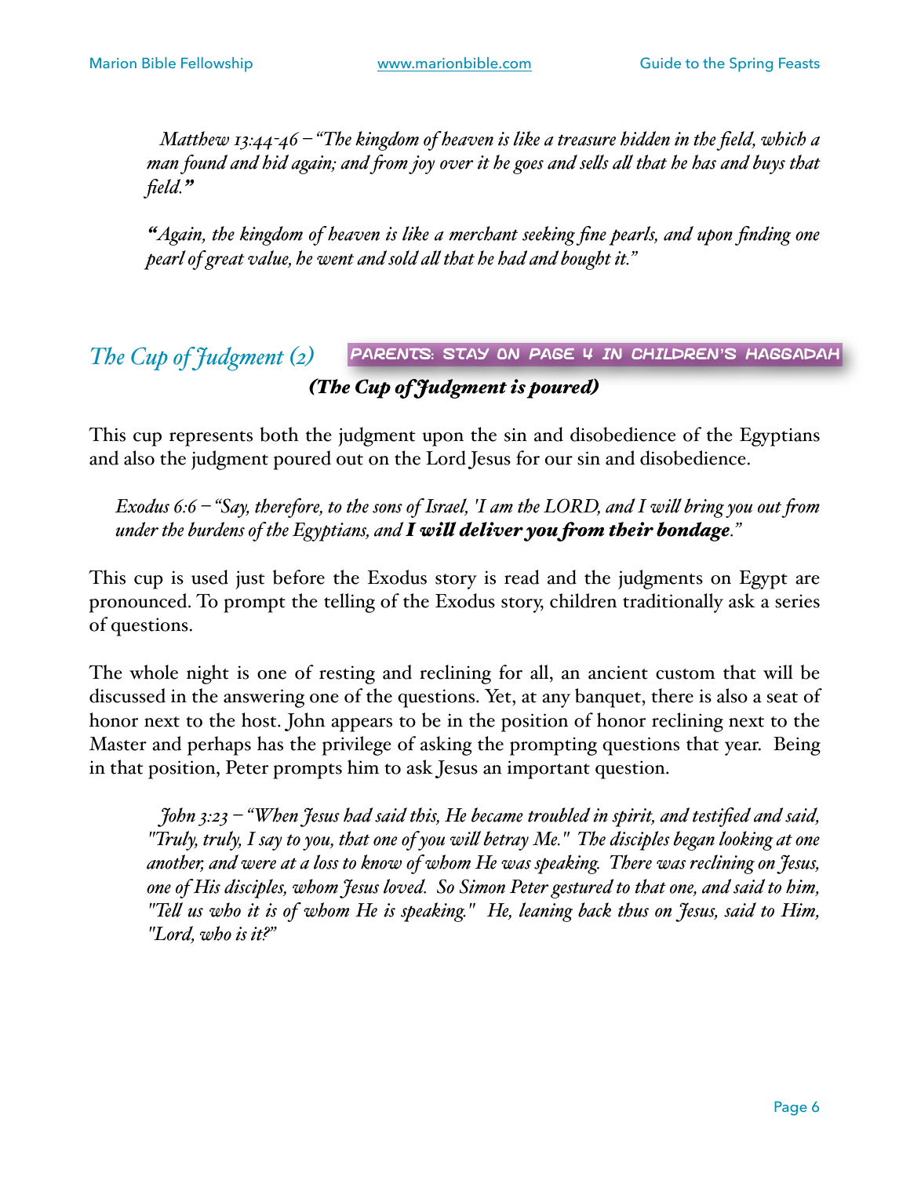*Matthew 13:44-46 – "The kingdom of heaven is like a treasure hidden in the field, which a man found and hid again; and from joy over it he goes and sells all that he has and buys that field."*

*"Again, the kingdom of heaven is like a merchant seeking fine pearls, and upon finding one pearl of great value, he went and sold all that he had and bought it."*

## *The Cup of Judgment (2)*

**PARENTS: STAY ON PAGE 4 IN CHILDREN'S HAGGADAH**

***(The Cup of Judgment is poured)***

This cup represents both the judgment upon the sin and disobedience of the Egyptians and also the judgment poured out on the Lord Jesus for our sin and disobedience.

*Exodus 6:6 – "Say, therefore, to the sons of Israel, 'I am the LORD, and I will bring you out from under the burdens of the Egyptians, and **I will deliver you from their bondage**."*

This cup is used just before the Exodus story is read and the judgments on Egypt are pronounced. To prompt the telling of the Exodus story, children traditionally ask a series of questions.

The whole night is one of resting and reclining for all, an ancient custom that will be discussed in the answering one of the questions. Yet, at any banquet, there is also a seat of honor next to the host. John appears to be in the position of honor reclining next to the Master and perhaps has the privilege of asking the prompting questions that year. Being in that position, Peter prompts him to ask Jesus an important question.

*John 3:23 – "When Jesus had said this, He became troubled in spirit, and testified and said, "Truly, truly, I say to you, that one of you will betray Me." The disciples began looking at one another, and were at a loss to know of whom He was speaking. There was reclining on Jesus, one of His disciples, whom Jesus loved. So Simon Peter gestured to that one, and said to him, "Tell us who it is of whom He is speaking." He, leaning back thus on Jesus, said to Him, "Lord, who is it?"*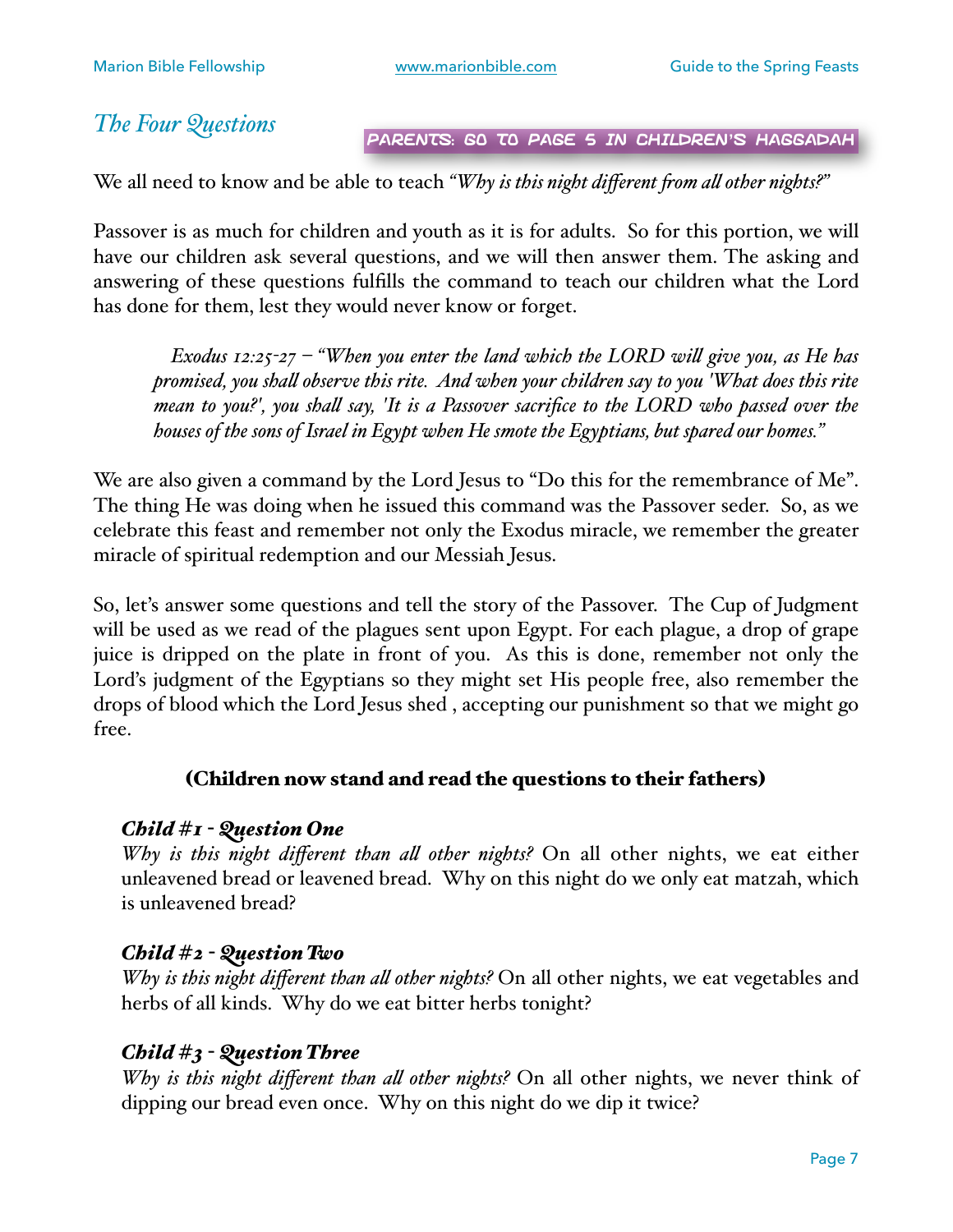## *The Four Questions*

**PARENTS: GO TO PAGE 5 IN CHILDREN'S HAGGADAH**

We all need to know and be able to teach *"Why is this night different from all other nights?"*

Passover is as much for children and youth as it is for adults. So for this portion, we will have our children ask several questions, and we will then answer them. The asking and answering of these questions fulfills the command to teach our children what the Lord has done for them, lest they would never know or forget.

> *Exodus 12:25-27 – "When you enter the land which the LORD will give you, as He has promised, you shall observe this rite. And when your children say to you 'What does this rite mean to you?', you shall say, 'It is a Passover sacrifice to the LORD who passed over the houses of the sons of Israel in Egypt when He smote the Egyptians, but spared our homes."*

We are also given a command by the Lord Jesus to "Do this for the remembrance of Me". The thing He was doing when he issued this command was the Passover seder. So, as we celebrate this feast and remember not only the Exodus miracle, we remember the greater miracle of spiritual redemption and our Messiah Jesus.

So, let's answer some questions and tell the story of the Passover. The Cup of Judgment will be used as we read of the plagues sent upon Egypt. For each plague, a drop of grape juice is dripped on the plate in front of you. As this is done, remember not only the Lord's judgment of the Egyptians so they might set His people free, also remember the drops of blood which the Lord Jesus shed , accepting our punishment so that we might go free.

**(Children now stand and read the questions to their fathers)**

***Child #1 - Question One***
*Why is this night different than all other nights?* On all other nights, we eat either unleavened bread or leavened bread. Why on this night do we only eat matzah, which is unleavened bread?

***Child #2 - Question Two***
*Why is this night different than all other nights?* On all other nights, we eat vegetables and herbs of all kinds. Why do we eat bitter herbs tonight?

***Child #3 - Question Three***
*Why is this night different than all other nights?* On all other nights, we never think of dipping our bread even once. Why on this night do we dip it twice?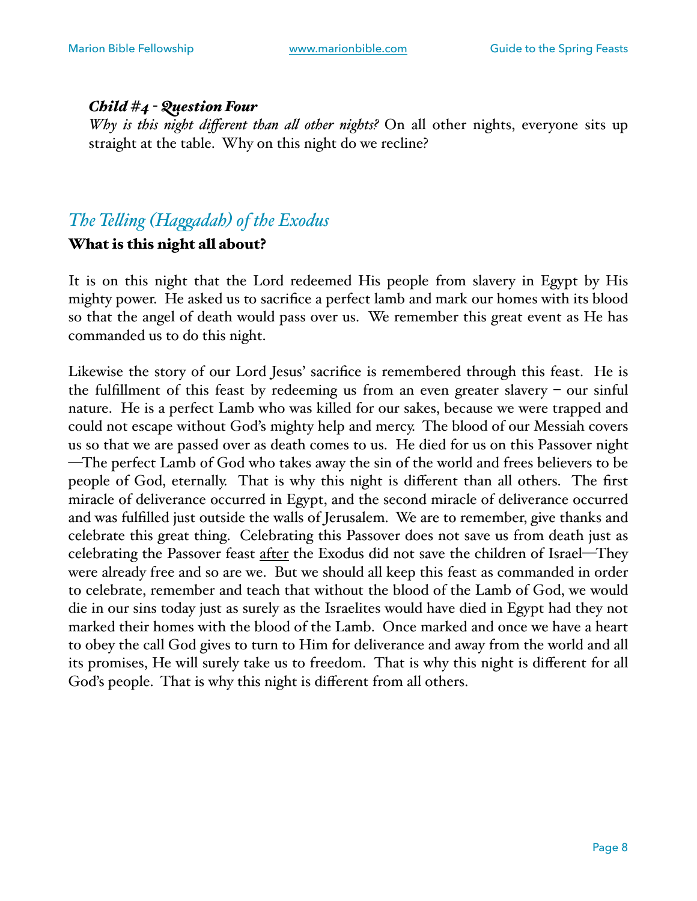***Child #4 - Question Four***

*Why is this night different than all other nights?* On all other nights, everyone sits up straight at the table. Why on this night do we recline?

## *The Telling (Haggadah) of the Exodus*

**What is this night all about?**

It is on this night that the Lord redeemed His people from slavery in Egypt by His mighty power. He asked us to sacrifice a perfect lamb and mark our homes with its blood so that the angel of death would pass over us. We remember this great event as He has commanded us to do this night.

Likewise the story of our Lord Jesus' sacrifice is remembered through this feast. He is the fulfillment of this feast by redeeming us from an even greater slavery – our sinful nature. He is a perfect Lamb who was killed for our sakes, because we were trapped and could not escape without God's mighty help and mercy. The blood of our Messiah covers us so that we are passed over as death comes to us. He died for us on this Passover night—The perfect Lamb of God who takes away the sin of the world and frees believers to be people of God, eternally. That is why this night is different than all others. The first miracle of deliverance occurred in Egypt, and the second miracle of deliverance occurred and was fulfilled just outside the walls of Jerusalem. We are to remember, give thanks and celebrate this great thing. Celebrating this Passover does not save us from death just as celebrating the Passover feast <u>after</u> the Exodus did not save the children of Israel—They were already free and so are we. But we should all keep this feast as commanded in order to celebrate, remember and teach that without the blood of the Lamb of God, we would die in our sins today just as surely as the Israelites would have died in Egypt had they not marked their homes with the blood of the Lamb. Once marked and once we have a heart to obey the call God gives to turn to Him for deliverance and away from the world and all its promises, He will surely take us to freedom. That is why this night is different for all God's people. That is why this night is different from all others.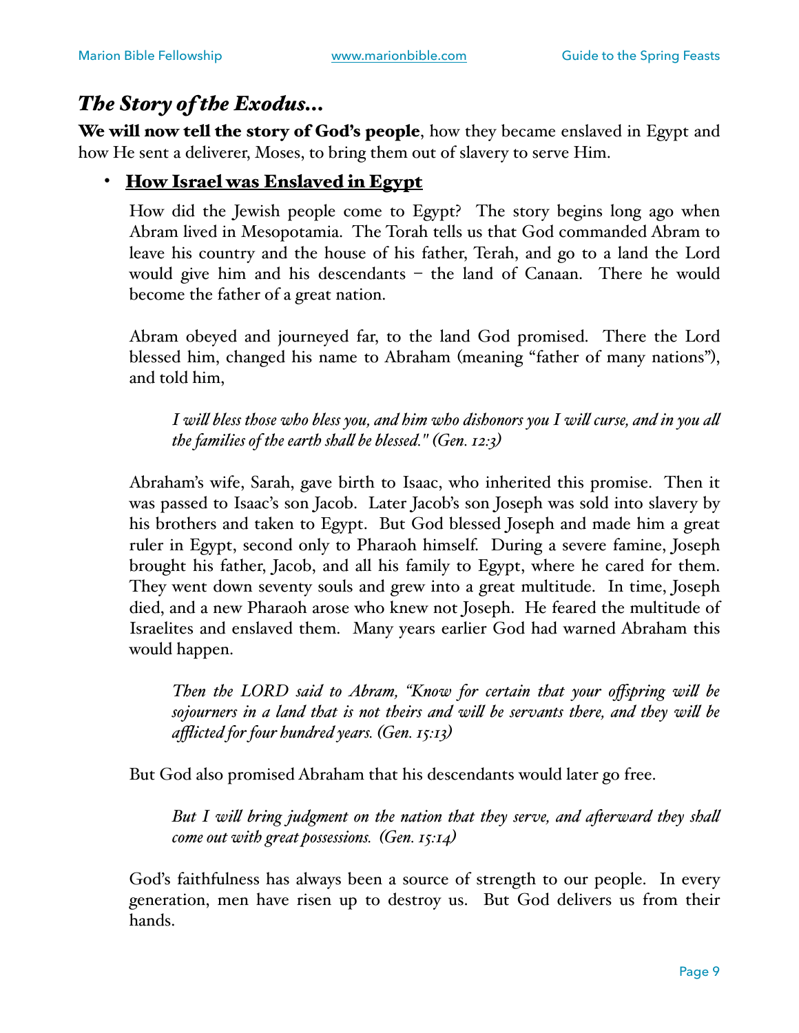## *The Story of the Exodus...*

**We will now tell the story of God's people**, how they became enslaved in Egypt and how He sent a deliverer, Moses, to bring them out of slavery to serve Him.

- **<u>How Israel was Enslaved in Egypt</u>**

  How did the Jewish people come to Egypt? The story begins long ago when Abram lived in Mesopotamia. The Torah tells us that God commanded Abram to leave his country and the house of his father, Terah, and go to a land the Lord would give him and his descendants – the land of Canaan. There he would become the father of a great nation.

  Abram obeyed and journeyed far, to the land God promised. There the Lord blessed him, changed his name to Abraham (meaning "father of many nations"), and told him,

  > *I will bless those who bless you, and him who dishonors you I will curse, and in you all the families of the earth shall be blessed." (Gen. 12:3)*

  Abraham's wife, Sarah, gave birth to Isaac, who inherited this promise. Then it was passed to Isaac's son Jacob. Later Jacob's son Joseph was sold into slavery by his brothers and taken to Egypt. But God blessed Joseph and made him a great ruler in Egypt, second only to Pharaoh himself. During a severe famine, Joseph brought his father, Jacob, and all his family to Egypt, where he cared for them. They went down seventy souls and grew into a great multitude. In time, Joseph died, and a new Pharaoh arose who knew not Joseph. He feared the multitude of Israelites and enslaved them. Many years earlier God had warned Abraham this would happen.

  > *Then the LORD said to Abram, "Know for certain that your offspring will be sojourners in a land that is not theirs and will be servants there, and they will be afflicted for four hundred years. (Gen. 15:13)*

  But God also promised Abraham that his descendants would later go free.

  > *But I will bring judgment on the nation that they serve, and afterward they shall come out with great possessions. (Gen. 15:14)*

  God's faithfulness has always been a source of strength to our people. In every generation, men have risen up to destroy us. But God delivers us from their hands.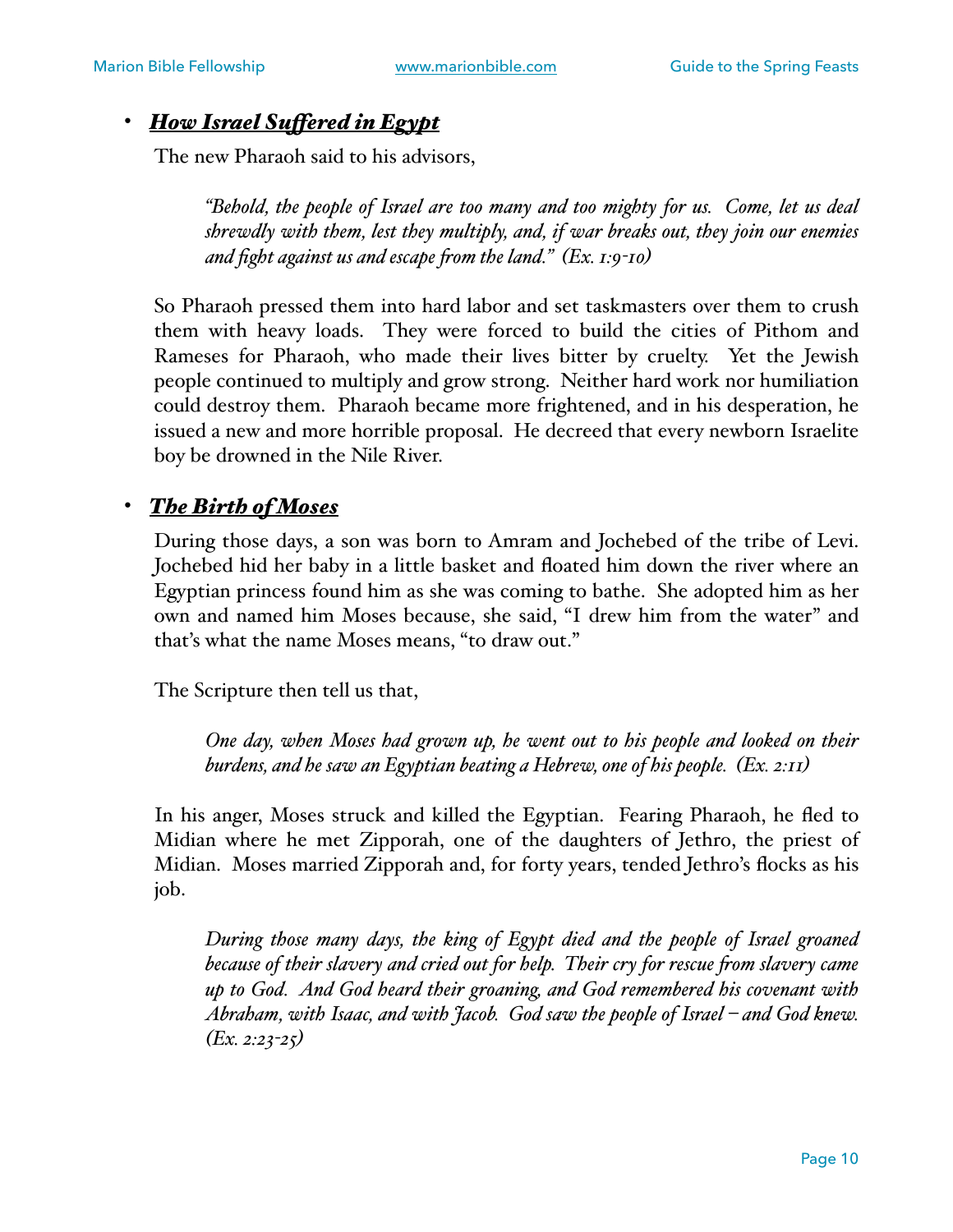- ***How Israel Suffered in Egypt***

The new Pharaoh said to his advisors,

> *"Behold, the people of Israel are too many and too mighty for us. Come, let us deal shrewdly with them, lest they multiply, and, if war breaks out, they join our enemies and fight against us and escape from the land." (Ex. 1:9-10)*

So Pharaoh pressed them into hard labor and set taskmasters over them to crush them with heavy loads. They were forced to build the cities of Pithom and Rameses for Pharaoh, who made their lives bitter by cruelty. Yet the Jewish people continued to multiply and grow strong. Neither hard work nor humiliation could destroy them. Pharaoh became more frightened, and in his desperation, he issued a new and more horrible proposal. He decreed that every newborn Israelite boy be drowned in the Nile River.

- ***The Birth of Moses***

During those days, a son was born to Amram and Jochebed of the tribe of Levi. Jochebed hid her baby in a little basket and floated him down the river where an Egyptian princess found him as she was coming to bathe. She adopted him as her own and named him Moses because, she said, "I drew him from the water" and that's what the name Moses means, "to draw out."

The Scripture then tell us that,

> *One day, when Moses had grown up, he went out to his people and looked on their burdens, and he saw an Egyptian beating a Hebrew, one of his people. (Ex. 2:11)*

In his anger, Moses struck and killed the Egyptian. Fearing Pharaoh, he fled to Midian where he met Zipporah, one of the daughters of Jethro, the priest of Midian. Moses married Zipporah and, for forty years, tended Jethro's flocks as his job.

> *During those many days, the king of Egypt died and the people of Israel groaned because of their slavery and cried out for help. Their cry for rescue from slavery came up to God. And God heard their groaning, and God remembered his covenant with Abraham, with Isaac, and with Jacob. God saw the people of Israel – and God knew. (Ex. 2:23-25)*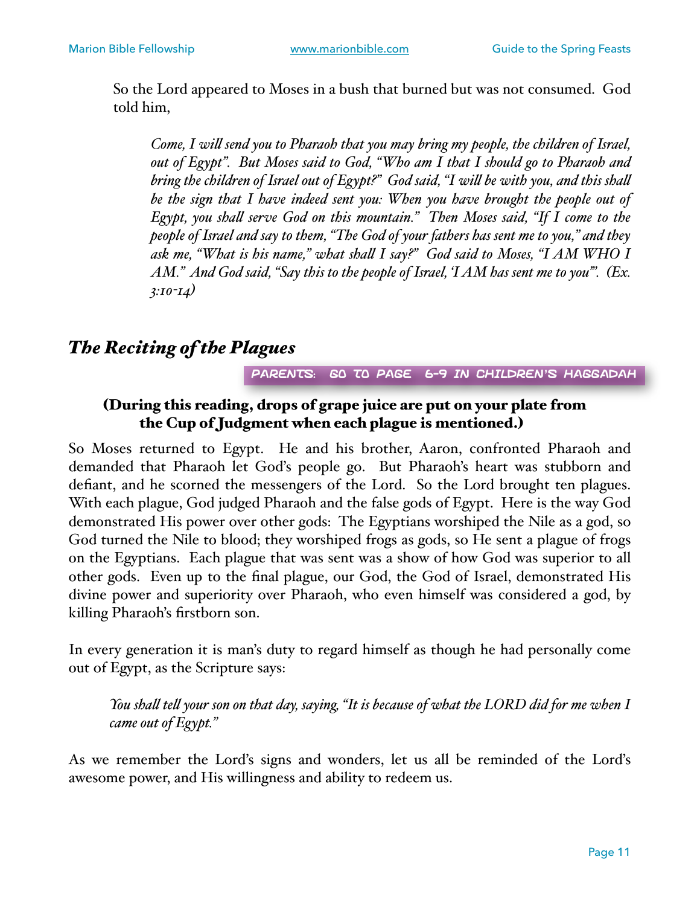So the Lord appeared to Moses in a bush that burned but was not consumed. God told him,

> *Come, I will send you to Pharaoh that you may bring my people, the children of Israel, out of Egypt". But Moses said to God, "Who am I that I should go to Pharaoh and bring the children of Israel out of Egypt?" God said, "I will be with you, and this shall be the sign that I have indeed sent you: When you have brought the people out of Egypt, you shall serve God on this mountain." Then Moses said, "If I come to the people of Israel and say to them, "The God of your fathers has sent me to you," and they ask me, "What is his name," what shall I say?" God said to Moses, "I AM WHO I AM." And God said, "Say this to the people of Israel, 'I AM has sent me to you'". (Ex. 3:10-14)*

## *The Reciting of the Plagues*

PARENTS: GO TO PAGE 6-9 IN CHILDREN'S HAGGADAH

**(During this reading, drops of grape juice are put on your plate from the Cup of Judgment when each plague is mentioned.)**

So Moses returned to Egypt. He and his brother, Aaron, confronted Pharaoh and demanded that Pharaoh let God's people go. But Pharaoh's heart was stubborn and defiant, and he scorned the messengers of the Lord. So the Lord brought ten plagues. With each plague, God judged Pharaoh and the false gods of Egypt. Here is the way God demonstrated His power over other gods: The Egyptians worshiped the Nile as a god, so God turned the Nile to blood; they worshiped frogs as gods, so He sent a plague of frogs on the Egyptians. Each plague that was sent was a show of how God was superior to all other gods. Even up to the final plague, our God, the God of Israel, demonstrated His divine power and superiority over Pharaoh, who even himself was considered a god, by killing Pharaoh's firstborn son.

In every generation it is man's duty to regard himself as though he had personally come out of Egypt, as the Scripture says:

> *You shall tell your son on that day, saying, "It is because of what the LORD did for me when I came out of Egypt."*

As we remember the Lord's signs and wonders, let us all be reminded of the Lord's awesome power, and His willingness and ability to redeem us.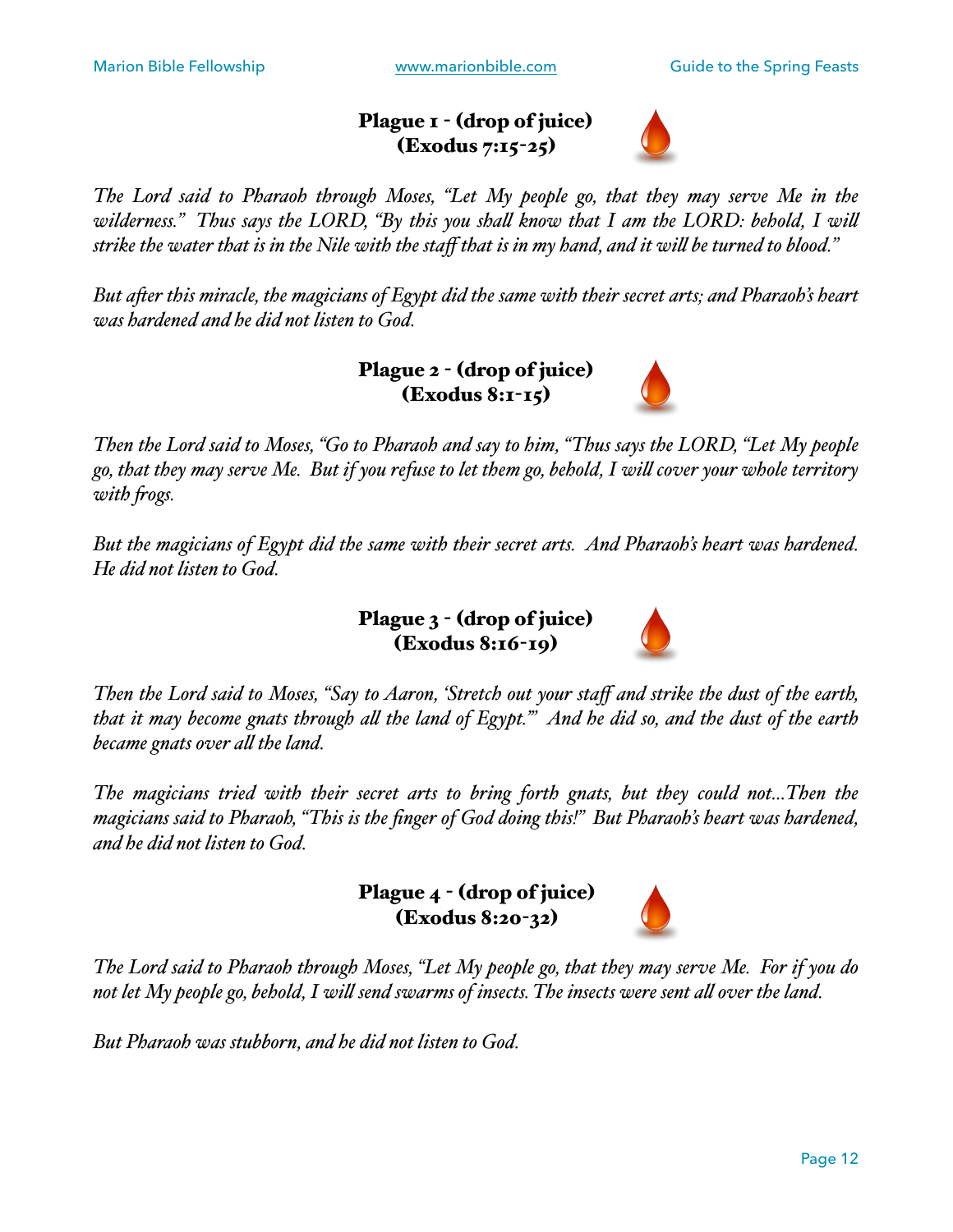**Plague 1 - (drop of juice)**
**(Exodus 7:15-25)**

*The Lord said to Pharaoh through Moses, "Let My people go, that they may serve Me in the wilderness." Thus says the LORD, "By this you shall know that I am the LORD: behold, I will strike the water that is in the Nile with the staff that is in my hand, and it will be turned to blood."*

*But after this miracle, the magicians of Egypt did the same with their secret arts; and Pharaoh's heart was hardened and he did not listen to God.*

**Plague 2 - (drop of juice)**
**(Exodus 8:1-15)**

*Then the Lord said to Moses, "Go to Pharaoh and say to him, "Thus says the LORD, "Let My people go, that they may serve Me. But if you refuse to let them go, behold, I will cover your whole territory with frogs.*

*But the magicians of Egypt did the same with their secret arts. And Pharaoh's heart was hardened. He did not listen to God.*

**Plague 3 - (drop of juice)**
**(Exodus 8:16-19)**

*Then the Lord said to Moses, "Say to Aaron, 'Stretch out your staff and strike the dust of the earth, that it may become gnats through all the land of Egypt.'" And he did so, and the dust of the earth became gnats over all the land.*

*The magicians tried with their secret arts to bring forth gnats, but they could not...Then the magicians said to Pharaoh, "This is the finger of God doing this!" But Pharaoh's heart was hardened, and he did not listen to God.*

**Plague 4 - (drop of juice)**
**(Exodus 8:20-32)**

*The Lord said to Pharaoh through Moses, "Let My people go, that they may serve Me. For if you do not let My people go, behold, I will send swarms of insects. The insects were sent all over the land.*

*But Pharaoh was stubborn, and he did not listen to God.*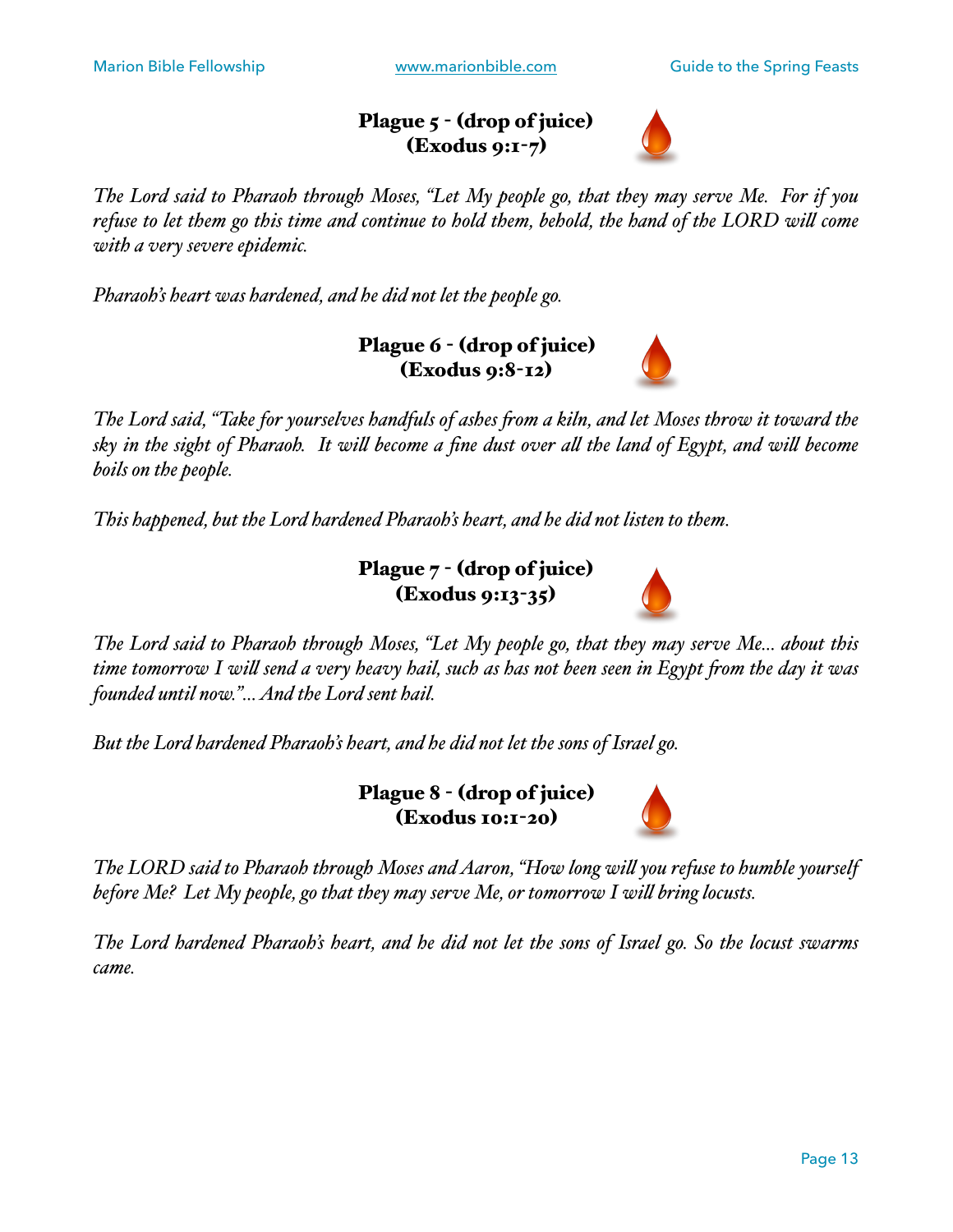### Plague 5 - (drop of juice)
### (Exodus 9:1-7)

*The Lord said to Pharaoh through Moses, "Let My people go, that they may serve Me. For if you refuse to let them go this time and continue to hold them, behold, the hand of the LORD will come with a very severe epidemic.*

*Pharaoh's heart was hardened, and he did not let the people go.*

### Plague 6 - (drop of juice)
### (Exodus 9:8-12)

*The Lord said, "Take for yourselves handfuls of ashes from a kiln, and let Moses throw it toward the sky in the sight of Pharaoh. It will become a fine dust over all the land of Egypt, and will become boils on the people.*

*This happened, but the Lord hardened Pharaoh's heart, and he did not listen to them.*

### Plague 7 - (drop of juice)
### (Exodus 9:13-35)

*The Lord said to Pharaoh through Moses, "Let My people go, that they may serve Me… about this time tomorrow I will send a very heavy hail, such as has not been seen in Egypt from the day it was founded until now."… And the Lord sent hail.*

*But the Lord hardened Pharaoh's heart, and he did not let the sons of Israel go.*

### Plague 8 - (drop of juice)
### (Exodus 10:1-20)

*The LORD said to Pharaoh through Moses and Aaron, "How long will you refuse to humble yourself before Me? Let My people, go that they may serve Me, or tomorrow I will bring locusts.*

*The Lord hardened Pharaoh's heart, and he did not let the sons of Israel go. So the locust swarms came.*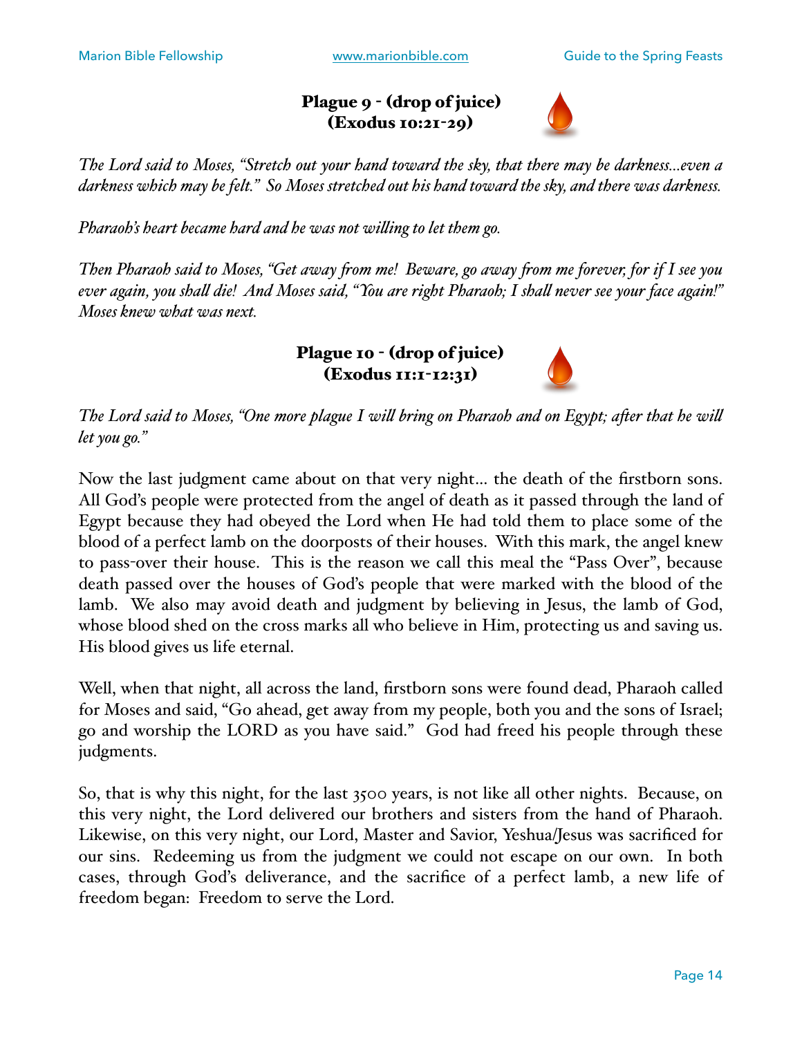**Plague 9 - (drop of juice)**
**(Exodus 10:21-29)**

*The Lord said to Moses, "Stretch out your hand toward the sky, that there may be darkness...even a darkness which may be felt." So Moses stretched out his hand toward the sky, and there was darkness.*

*Pharaoh's heart became hard and he was not willing to let them go.*

*Then Pharaoh said to Moses, "Get away from me! Beware, go away from me forever, for if I see you ever again, you shall die! And Moses said, "You are right Pharaoh; I shall never see your face again!" Moses knew what was next.*

**Plague 10 - (drop of juice)**
**(Exodus 11:1-12:31)**

*The Lord said to Moses, "One more plague I will bring on Pharaoh and on Egypt; after that he will let you go."*

Now the last judgment came about on that very night... the death of the firstborn sons. All God's people were protected from the angel of death as it passed through the land of Egypt because they had obeyed the Lord when He had told them to place some of the blood of a perfect lamb on the doorposts of their houses. With this mark, the angel knew to pass-over their house. This is the reason we call this meal the "Pass Over", because death passed over the houses of God's people that were marked with the blood of the lamb. We also may avoid death and judgment by believing in Jesus, the lamb of God, whose blood shed on the cross marks all who believe in Him, protecting us and saving us. His blood gives us life eternal.

Well, when that night, all across the land, firstborn sons were found dead, Pharaoh called for Moses and said, "Go ahead, get away from my people, both you and the sons of Israel; go and worship the LORD as you have said." God had freed his people through these judgments.

So, that is why this night, for the last 3500 years, is not like all other nights. Because, on this very night, the Lord delivered our brothers and sisters from the hand of Pharaoh. Likewise, on this very night, our Lord, Master and Savior, Yeshua/Jesus was sacrificed for our sins. Redeeming us from the judgment we could not escape on our own. In both cases, through God's deliverance, and the sacrifice of a perfect lamb, a new life of freedom began: Freedom to serve the Lord.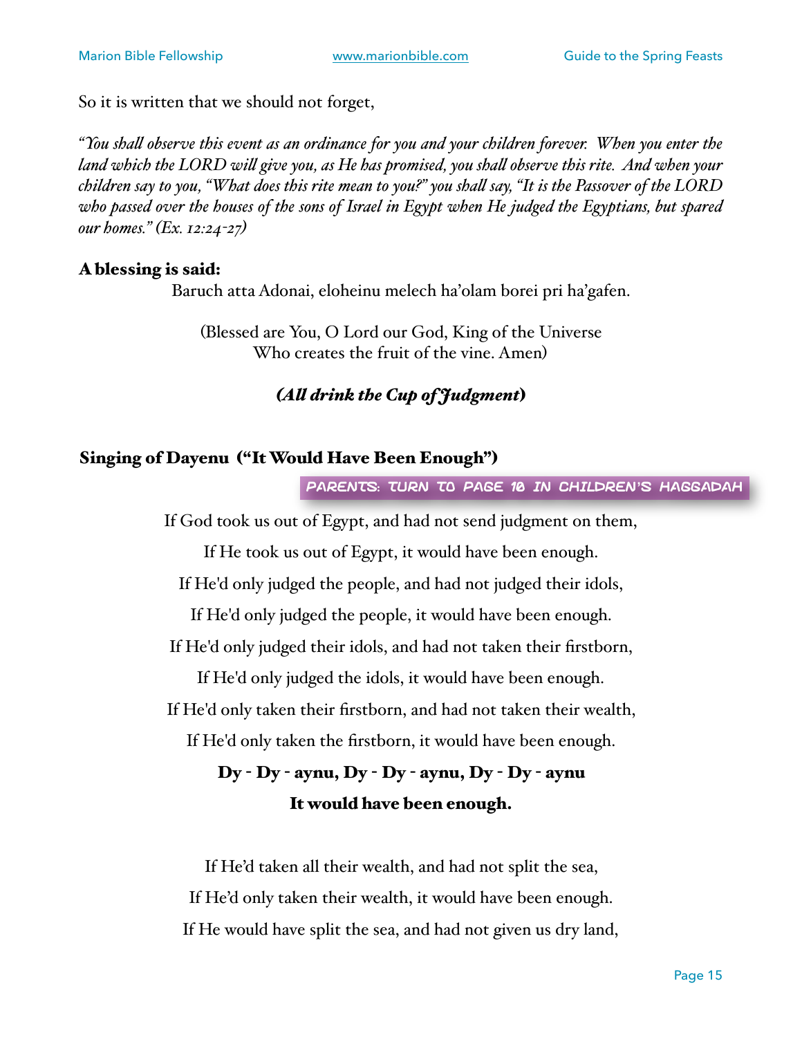So it is written that we should not forget,

*"You shall observe this event as an ordinance for you and your children forever. When you enter the land which the LORD will give you, as He has promised, you shall observe this rite. And when your children say to you, "What does this rite mean to you?" you shall say, "It is the Passover of the LORD who passed over the houses of the sons of Israel in Egypt when He judged the Egyptians, but spared our homes." (Ex. 12:24-27)*

**A blessing is said:**

Baruch atta Adonai, eloheinu melech ha'olam borei pri ha'gafen.

(Blessed are You, O Lord our God, King of the Universe
Who creates the fruit of the vine. Amen)

***(All drink the Cup of Judgment)***

## Singing of Dayenu ("It Would Have Been Enough")

PARENTS: TURN TO PAGE 10 IN CHILDREN'S HAGGADAH

If God took us out of Egypt, and had not send judgment on them,

If He took us out of Egypt, it would have been enough.

If He'd only judged the people, and had not judged their idols,

If He'd only judged the people, it would have been enough.

If He'd only judged their idols, and had not taken their firstborn,

If He'd only judged the idols, it would have been enough.

If He'd only taken their firstborn, and had not taken their wealth,

If He'd only taken the firstborn, it would have been enough.

**Dy - Dy - aynu, Dy - Dy - aynu, Dy - Dy - aynu**

**It would have been enough.**

If He'd taken all their wealth, and had not split the sea,

If He'd only taken their wealth, it would have been enough.

If He would have split the sea, and had not given us dry land,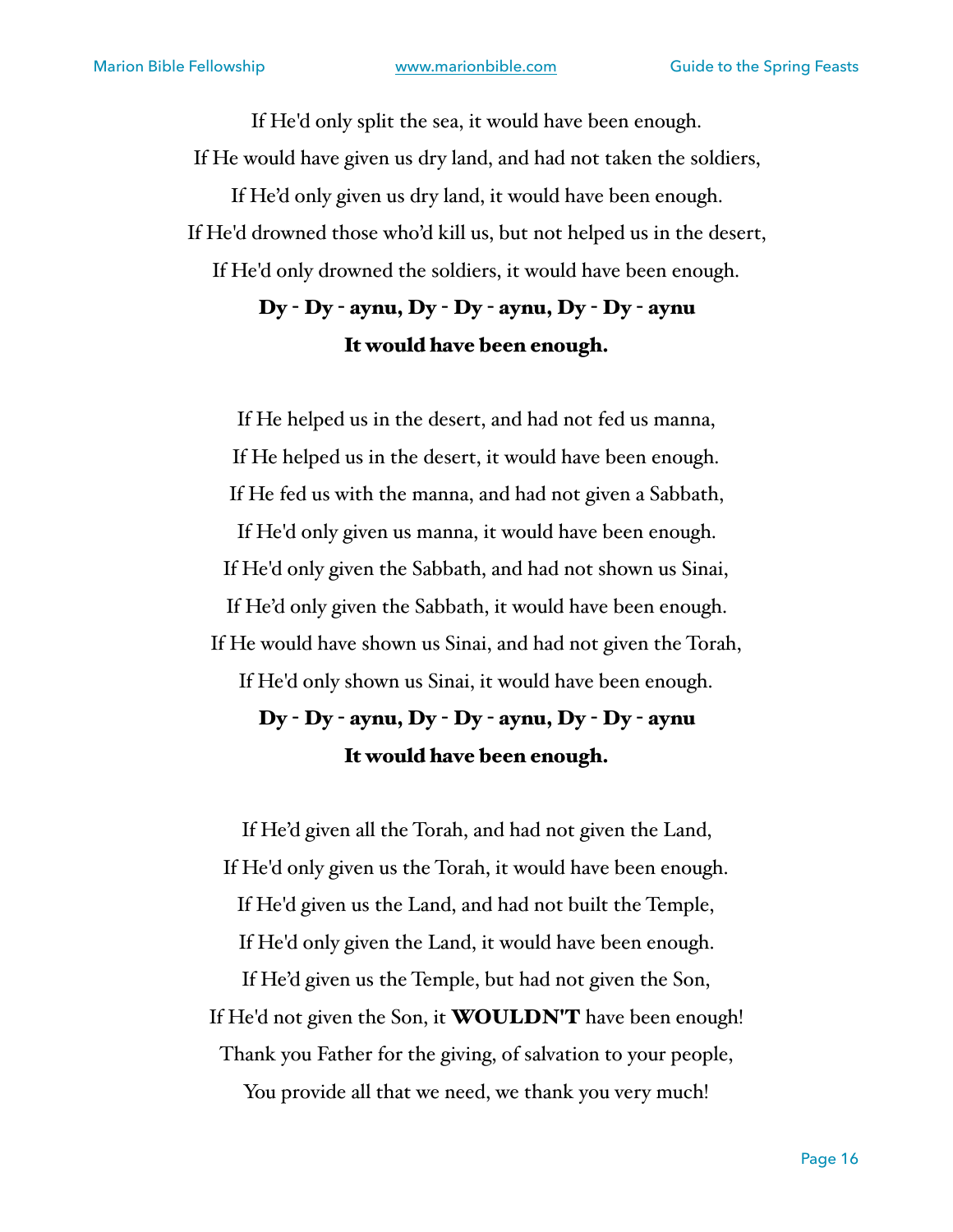If He'd only split the sea, it would have been enough.
If He would have given us dry land, and had not taken the soldiers,
If He'd only given us dry land, it would have been enough.
If He'd drowned those who'd kill us, but not helped us in the desert,
If He'd only drowned the soldiers, it would have been enough.
**Dy - Dy - aynu, Dy - Dy - aynu, Dy - Dy - aynu**
**It would have been enough.**

If He helped us in the desert, and had not fed us manna,
If He helped us in the desert, it would have been enough.
If He fed us with the manna, and had not given a Sabbath,
If He'd only given us manna, it would have been enough.
If He'd only given the Sabbath, and had not shown us Sinai,
If He'd only given the Sabbath, it would have been enough.
If He would have shown us Sinai, and had not given the Torah,
If He'd only shown us Sinai, it would have been enough.
**Dy - Dy - aynu, Dy - Dy - aynu, Dy - Dy - aynu**
**It would have been enough.**

If He'd given all the Torah, and had not given the Land,
If He'd only given us the Torah, it would have been enough.
If He'd given us the Land, and had not built the Temple,
If He'd only given the Land, it would have been enough.
If He'd given us the Temple, but had not given the Son,
If He'd not given the Son, it **WOULDN'T** have been enough!
Thank you Father for the giving, of salvation to your people,
You provide all that we need, we thank you very much!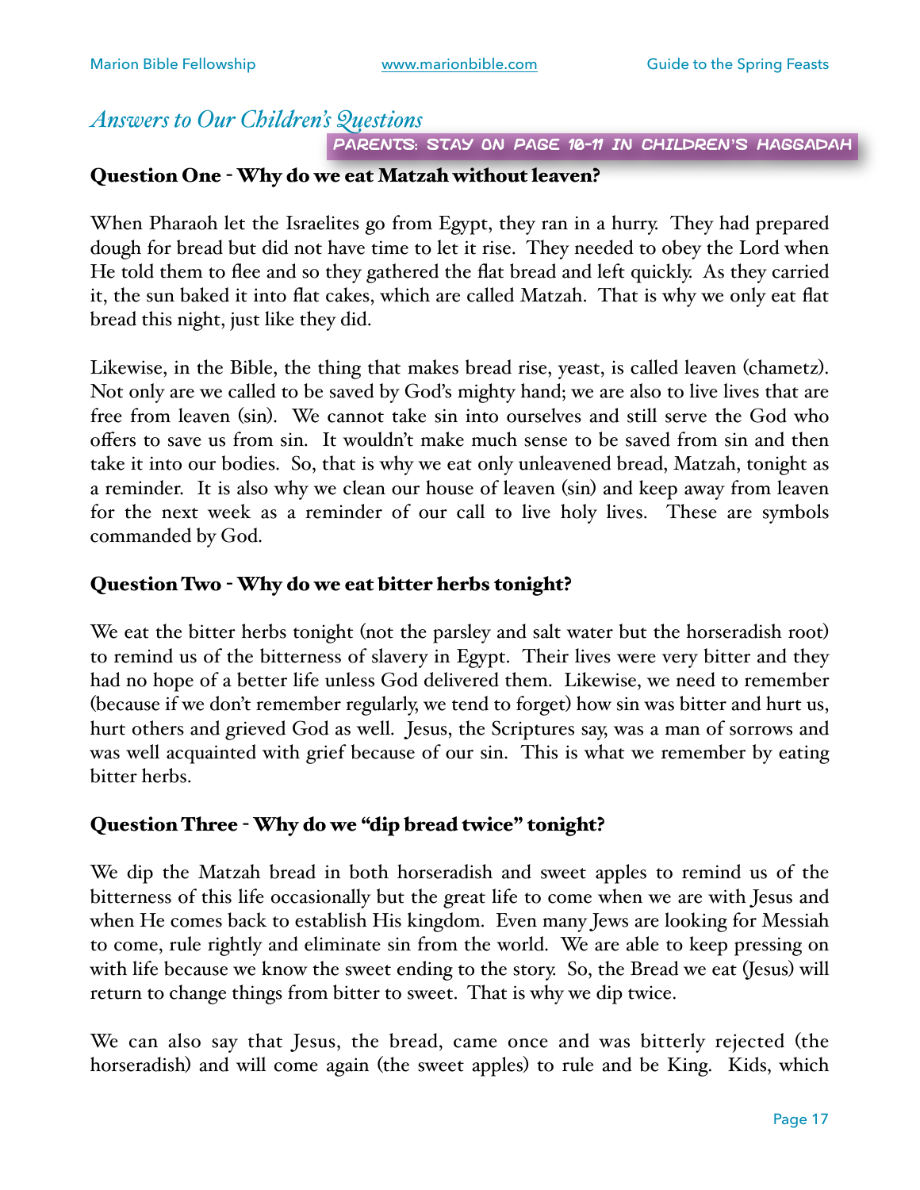## *Answers to Our Children's Questions*

PARENTS: STAY ON PAGE 10-11 IN CHILDREN'S HAGGADAH

### Question One - Why do we eat Matzah without leaven?

When Pharaoh let the Israelites go from Egypt, they ran in a hurry. They had prepared dough for bread but did not have time to let it rise. They needed to obey the Lord when He told them to flee and so they gathered the flat bread and left quickly. As they carried it, the sun baked it into flat cakes, which are called Matzah. That is why we only eat flat bread this night, just like they did.

Likewise, in the Bible, the thing that makes bread rise, yeast, is called leaven (chametz). Not only are we called to be saved by God's mighty hand; we are also to live lives that are free from leaven (sin). We cannot take sin into ourselves and still serve the God who offers to save us from sin. It wouldn't make much sense to be saved from sin and then take it into our bodies. So, that is why we eat only unleavened bread, Matzah, tonight as a reminder. It is also why we clean our house of leaven (sin) and keep away from leaven for the next week as a reminder of our call to live holy lives. These are symbols commanded by God.

### Question Two - Why do we eat bitter herbs tonight?

We eat the bitter herbs tonight (not the parsley and salt water but the horseradish root) to remind us of the bitterness of slavery in Egypt. Their lives were very bitter and they had no hope of a better life unless God delivered them. Likewise, we need to remember (because if we don't remember regularly, we tend to forget) how sin was bitter and hurt us, hurt others and grieved God as well. Jesus, the Scriptures say, was a man of sorrows and was well acquainted with grief because of our sin. This is what we remember by eating bitter herbs.

### Question Three - Why do we "dip bread twice" tonight?

We dip the Matzah bread in both horseradish and sweet apples to remind us of the bitterness of this life occasionally but the great life to come when we are with Jesus and when He comes back to establish His kingdom. Even many Jews are looking for Messiah to come, rule rightly and eliminate sin from the world. We are able to keep pressing on with life because we know the sweet ending to the story. So, the Bread we eat (Jesus) will return to change things from bitter to sweet. That is why we dip twice.

We can also say that Jesus, the bread, came once and was bitterly rejected (the horseradish) and will come again (the sweet apples) to rule and be King. Kids, which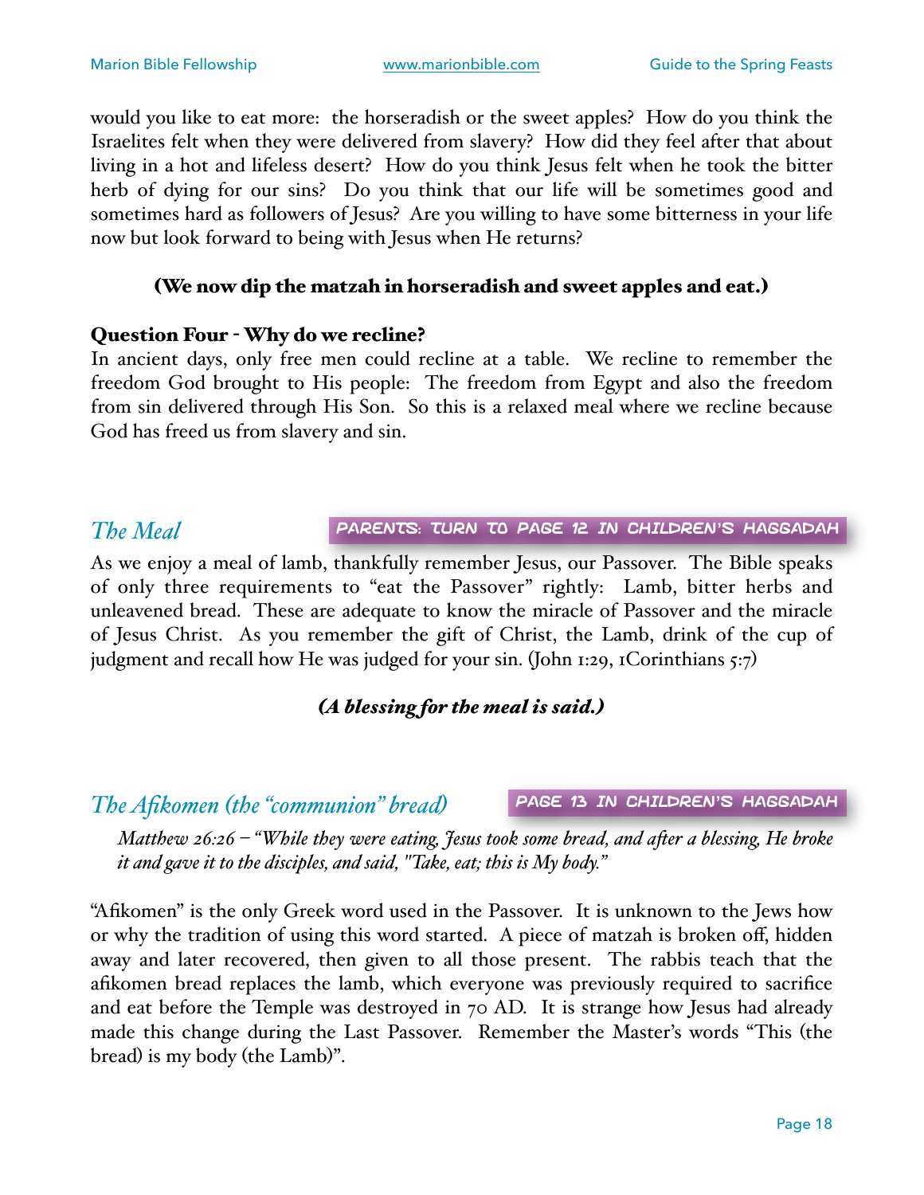would you like to eat more: the horseradish or the sweet apples? How do you think the Israelites felt when they were delivered from slavery? How did they feel after that about living in a hot and lifeless desert? How do you think Jesus felt when he took the bitter herb of dying for our sins? Do you think that our life will be sometimes good and sometimes hard as followers of Jesus? Are you willing to have some bitterness in your life now but look forward to being with Jesus when He returns?

**(We now dip the matzah in horseradish and sweet apples and eat.)**

**Question Four - Why do we recline?**
In ancient days, only free men could recline at a table. We recline to remember the freedom God brought to His people: The freedom from Egypt and also the freedom from sin delivered through His Son. So this is a relaxed meal where we recline because God has freed us from slavery and sin.

## *The Meal*

PARENTS: TURN TO PAGE 12 IN CHILDREN'S HAGGADAH

As we enjoy a meal of lamb, thankfully remember Jesus, our Passover. The Bible speaks of only three requirements to "eat the Passover" rightly: Lamb, bitter herbs and unleavened bread. These are adequate to know the miracle of Passover and the miracle of Jesus Christ. As you remember the gift of Christ, the Lamb, drink of the cup of judgment and recall how He was judged for your sin. (John 1:29, 1Corinthians 5:7)

***(A blessing for the meal is said.)***

## *The Afikomen (the "communion" bread)*

PAGE 13 IN CHILDREN'S HAGGADAH

> *Matthew 26:26 – "While they were eating, Jesus took some bread, and after a blessing, He broke it and gave it to the disciples, and said, "Take, eat; this is My body."*

"Afikomen" is the only Greek word used in the Passover. It is unknown to the Jews how or why the tradition of using this word started. A piece of matzah is broken off, hidden away and later recovered, then given to all those present. The rabbis teach that the afikomen bread replaces the lamb, which everyone was previously required to sacrifice and eat before the Temple was destroyed in 70 AD. It is strange how Jesus had already made this change during the Last Passover. Remember the Master's words "This (the bread) is my body (the Lamb)".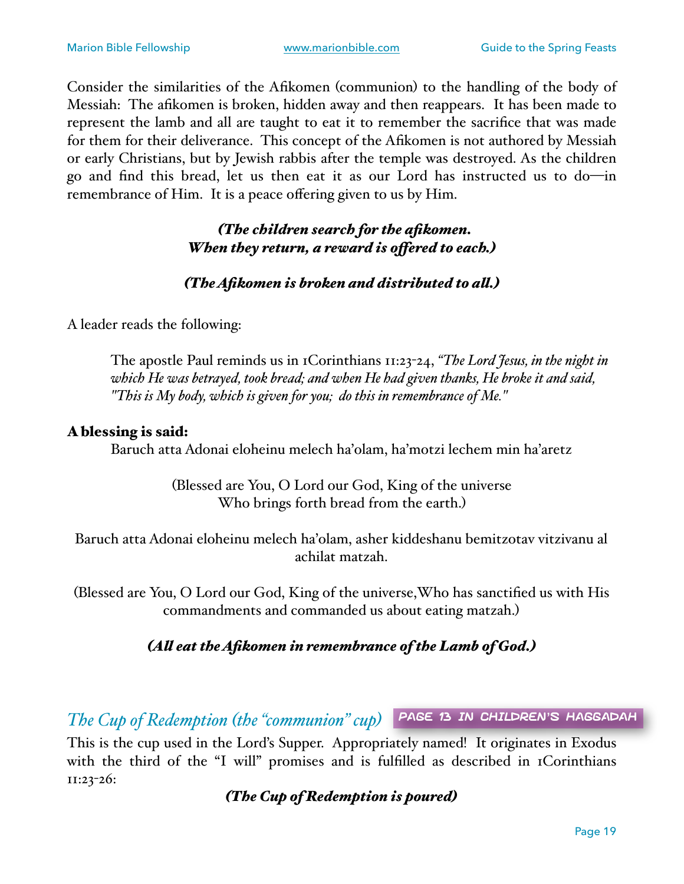Consider the similarities of the Afikomen (communion) to the handling of the body of Messiah: The afikomen is broken, hidden away and then reappears. It has been made to represent the lamb and all are taught to eat it to remember the sacrifice that was made for them for their deliverance. This concept of the Afikomen is not authored by Messiah or early Christians, but by Jewish rabbis after the temple was destroyed. As the children go and find this bread, let us then eat it as our Lord has instructed us to do—in remembrance of Him. It is a peace offering given to us by Him.

***(The children search for the afikomen. When they return, a reward is offered to each.)***

***(The Afikomen is broken and distributed to all.)***

A leader reads the following:

> The apostle Paul reminds us in 1Corinthians 11:23-24, *"The Lord Jesus, in the night in which He was betrayed, took bread; and when He had given thanks, He broke it and said, "This is My body, which is given for you; do this in remembrance of Me."*

**A blessing is said:**

Baruch atta Adonai eloheinu melech ha'olam, ha'motzi lechem min ha'aretz

(Blessed are You, O Lord our God, King of the universe Who brings forth bread from the earth.)

Baruch atta Adonai eloheinu melech ha'olam, asher kiddeshanu bemitzotav vitzivanu al achilat matzah.

(Blessed are You, O Lord our God, King of the universe,Who has sanctified us with His commandments and commanded us about eating matzah.)

***(All eat the Afikomen in remembrance of the Lamb of God.)***

## *The Cup of Redemption (the "communion" cup)* PAGE 13 IN CHILDREN'S HAGGADAH

This is the cup used in the Lord's Supper. Appropriately named! It originates in Exodus with the third of the "I will" promises and is fulfilled as described in 1Corinthians 11:23-26:

***(The Cup of Redemption is poured)***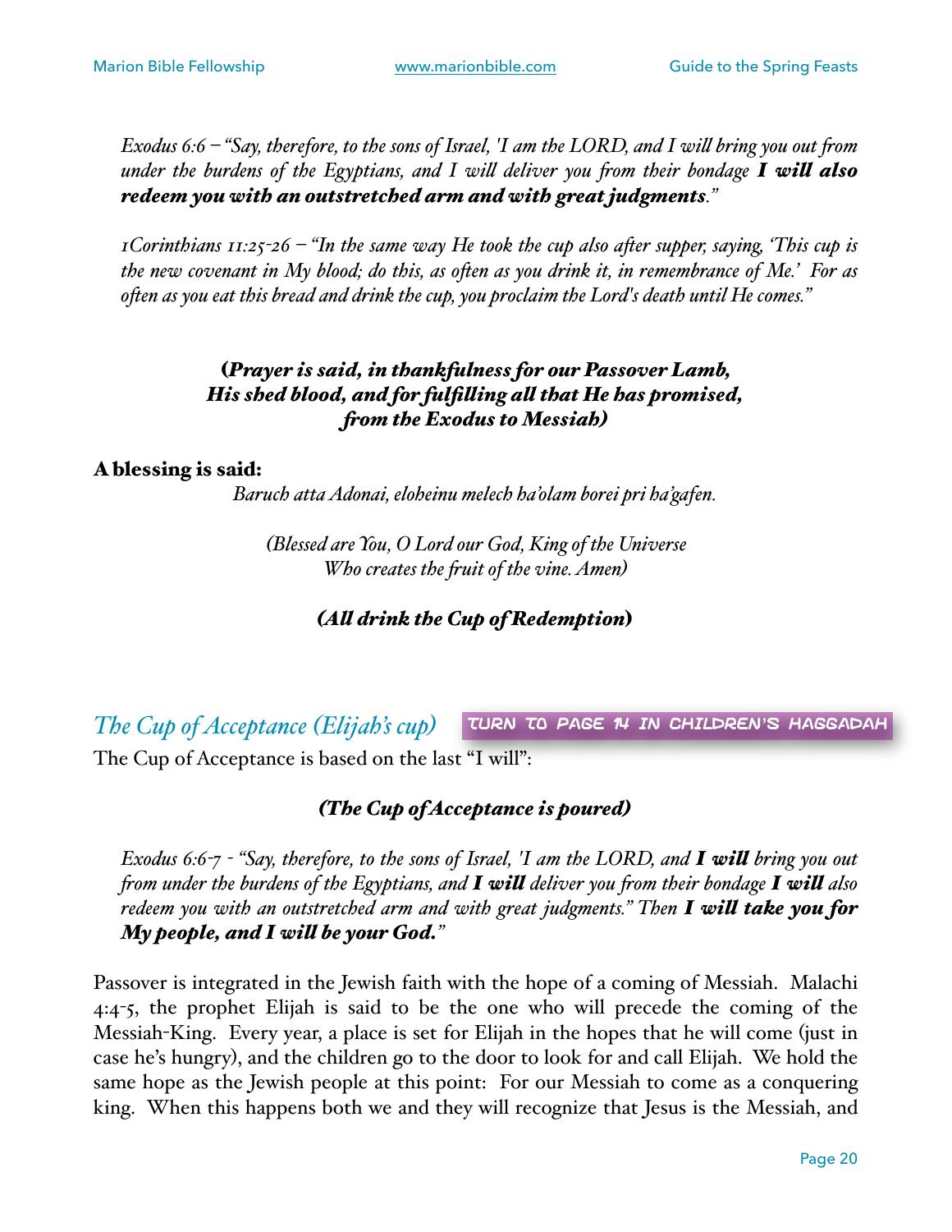*Exodus 6:6 – "Say, therefore, to the sons of Israel, 'I am the LORD, and I will bring you out from under the burdens of the Egyptians, and I will deliver you from their bondage* ***I will also redeem you with an outstretched arm and with great judgments****."*

*1Corinthians 11:25-26 – "In the same way He took the cup also after supper, saying, 'This cup is the new covenant in My blood; do this, as often as you drink it, in remembrance of Me.' For as often as you eat this bread and drink the cup, you proclaim the Lord's death until He comes."*

***(Prayer is said, in thankfulness for our Passover Lamb, His shed blood, and for fulfilling all that He has promised, from the Exodus to Messiah)***

**A blessing is said:**

*Baruch atta Adonai, eloheinu melech ha'olam borei pri ha'gafen.*

*(Blessed are You, O Lord our God, King of the Universe Who creates the fruit of the vine. Amen)*

***(All drink the Cup of Redemption)***

## *The Cup of Acceptance (Elijah's cup)*

TURN TO PAGE 14 IN CHILDREN'S HAGGADAH

The Cup of Acceptance is based on the last "I will":

***(The Cup of Acceptance is poured)***

*Exodus 6:6-7 - "Say, therefore, to the sons of Israel, 'I am the LORD, and* ***I will*** *bring you out from under the burdens of the Egyptians, and* ***I will*** *deliver you from their bondage* ***I will*** *also redeem you with an outstretched arm and with great judgments." Then* ***I will take you for My people, and I will be your God.****"*

Passover is integrated in the Jewish faith with the hope of a coming of Messiah. Malachi 4:4-5, the prophet Elijah is said to be the one who will precede the coming of the Messiah-King. Every year, a place is set for Elijah in the hopes that he will come (just in case he's hungry), and the children go to the door to look for and call Elijah. We hold the same hope as the Jewish people at this point: For our Messiah to come as a conquering king. When this happens both we and they will recognize that Jesus is the Messiah, and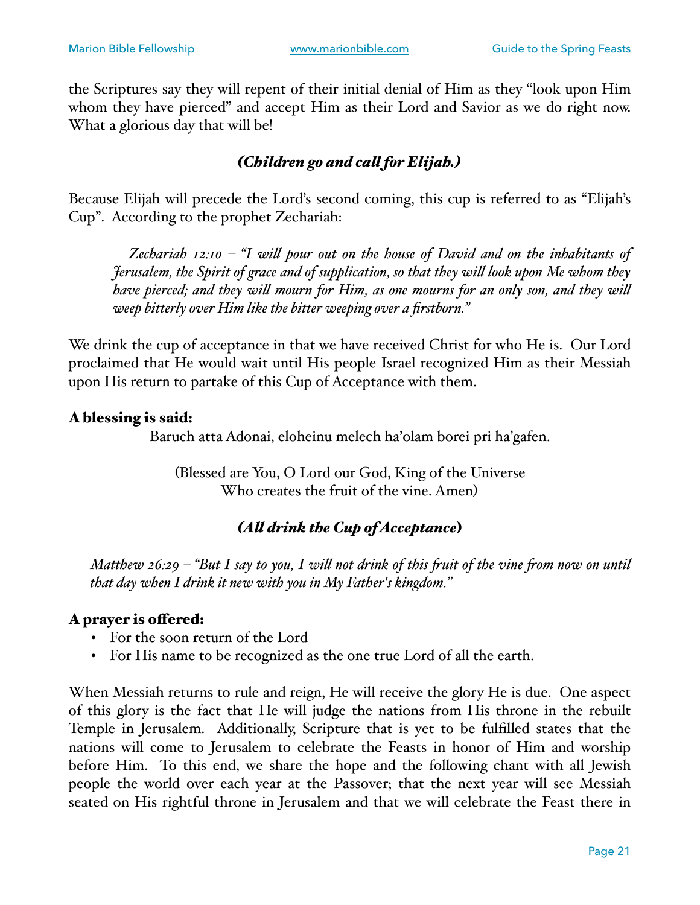the Scriptures say they will repent of their initial denial of Him as they "look upon Him whom they have pierced" and accept Him as their Lord and Savior as we do right now. What a glorious day that will be!

***(Children go and call for Elijah.)***

Because Elijah will precede the Lord's second coming, this cup is referred to as "Elijah's Cup". According to the prophet Zechariah:

> *Zechariah 12:10 – "I will pour out on the house of David and on the inhabitants of Jerusalem, the Spirit of grace and of supplication, so that they will look upon Me whom they have pierced; and they will mourn for Him, as one mourns for an only son, and they will weep bitterly over Him like the bitter weeping over a firstborn."*

We drink the cup of acceptance in that we have received Christ for who He is. Our Lord proclaimed that He would wait until His people Israel recognized Him as their Messiah upon His return to partake of this Cup of Acceptance with them.

**A blessing is said:**

Baruch atta Adonai, eloheinu melech ha'olam borei pri ha'gafen.

(Blessed are You, O Lord our God, King of the Universe
Who creates the fruit of the vine. Amen)

***(All drink the Cup of Acceptance)***

> *Matthew 26:29 – "But I say to you, I will not drink of this fruit of the vine from now on until that day when I drink it new with you in My Father's kingdom."*

**A prayer is offered:**

- For the soon return of the Lord
- For His name to be recognized as the one true Lord of all the earth.

When Messiah returns to rule and reign, He will receive the glory He is due. One aspect of this glory is the fact that He will judge the nations from His throne in the rebuilt Temple in Jerusalem. Additionally, Scripture that is yet to be fulfilled states that the nations will come to Jerusalem to celebrate the Feasts in honor of Him and worship before Him. To this end, we share the hope and the following chant with all Jewish people the world over each year at the Passover; that the next year will see Messiah seated on His rightful throne in Jerusalem and that we will celebrate the Feast there in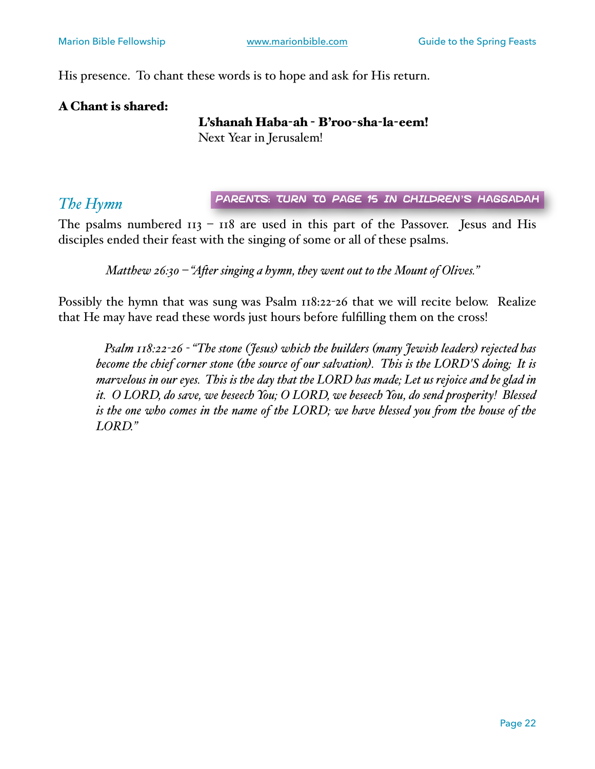His presence. To chant these words is to hope and ask for His return.

**A Chant is shared:**

**L'shanah Haba-ah - B'roo-sha-la-eem!**
Next Year in Jerusalem!

## *The Hymn*

PARENTS: TURN TO PAGE 15 IN CHILDREN'S HAGGADAH

The psalms numbered 113 – 118 are used in this part of the Passover. Jesus and His disciples ended their feast with the singing of some or all of these psalms.

> *Matthew 26:30 – "After singing a hymn, they went out to the Mount of Olives."*

Possibly the hymn that was sung was Psalm 118:22-26 that we will recite below. Realize that He may have read these words just hours before fulfilling them on the cross!

> *Psalm 118:22-26 - "The stone (Jesus) which the builders (many Jewish leaders) rejected has become the chief corner stone (the source of our salvation). This is the LORD'S doing; It is marvelous in our eyes. This is the day that the LORD has made; Let us rejoice and be glad in it. O LORD, do save, we beseech You; O LORD, we beseech You, do send prosperity! Blessed is the one who comes in the name of the LORD; we have blessed you from the house of the LORD."*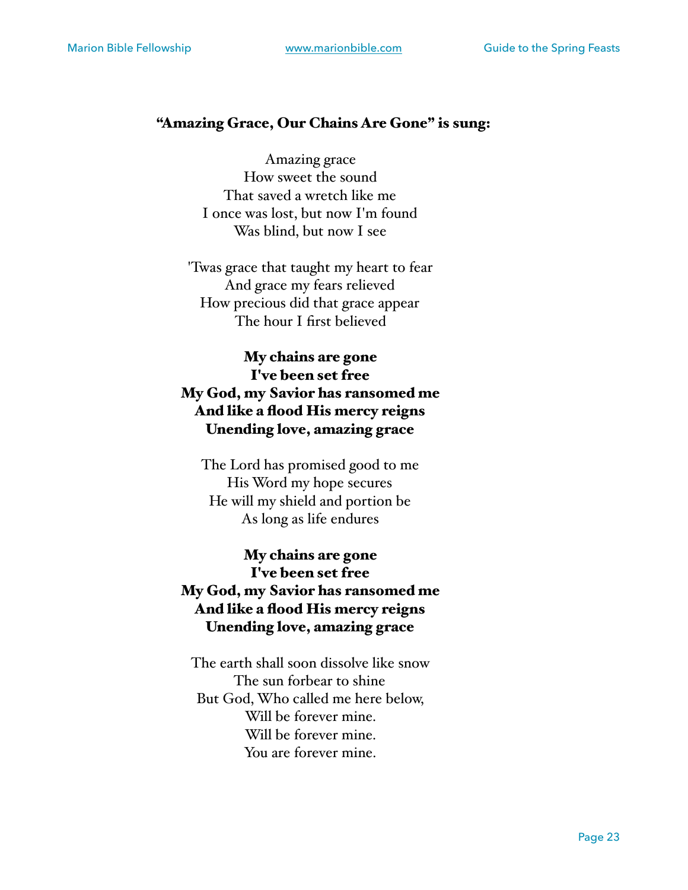**“Amazing Grace, Our Chains Are Gone” is sung:**

Amazing grace  
How sweet the sound  
That saved a wretch like me  
I once was lost, but now I'm found  
Was blind, but now I see

'Twas grace that taught my heart to fear  
And grace my fears relieved  
How precious did that grace appear  
The hour I first believed

**My chains are gone**  
**I've been set free**  
**My God, my Savior has ransomed me**  
**And like a flood His mercy reigns**  
**Unending love, amazing grace**

The Lord has promised good to me  
His Word my hope secures  
He will my shield and portion be  
As long as life endures

**My chains are gone**  
**I've been set free**  
**My God, my Savior has ransomed me**  
**And like a flood His mercy reigns**  
**Unending love, amazing grace**

The earth shall soon dissolve like snow  
The sun forbear to shine  
But God, Who called me here below,  
Will be forever mine.  
Will be forever mine.  
You are forever mine.